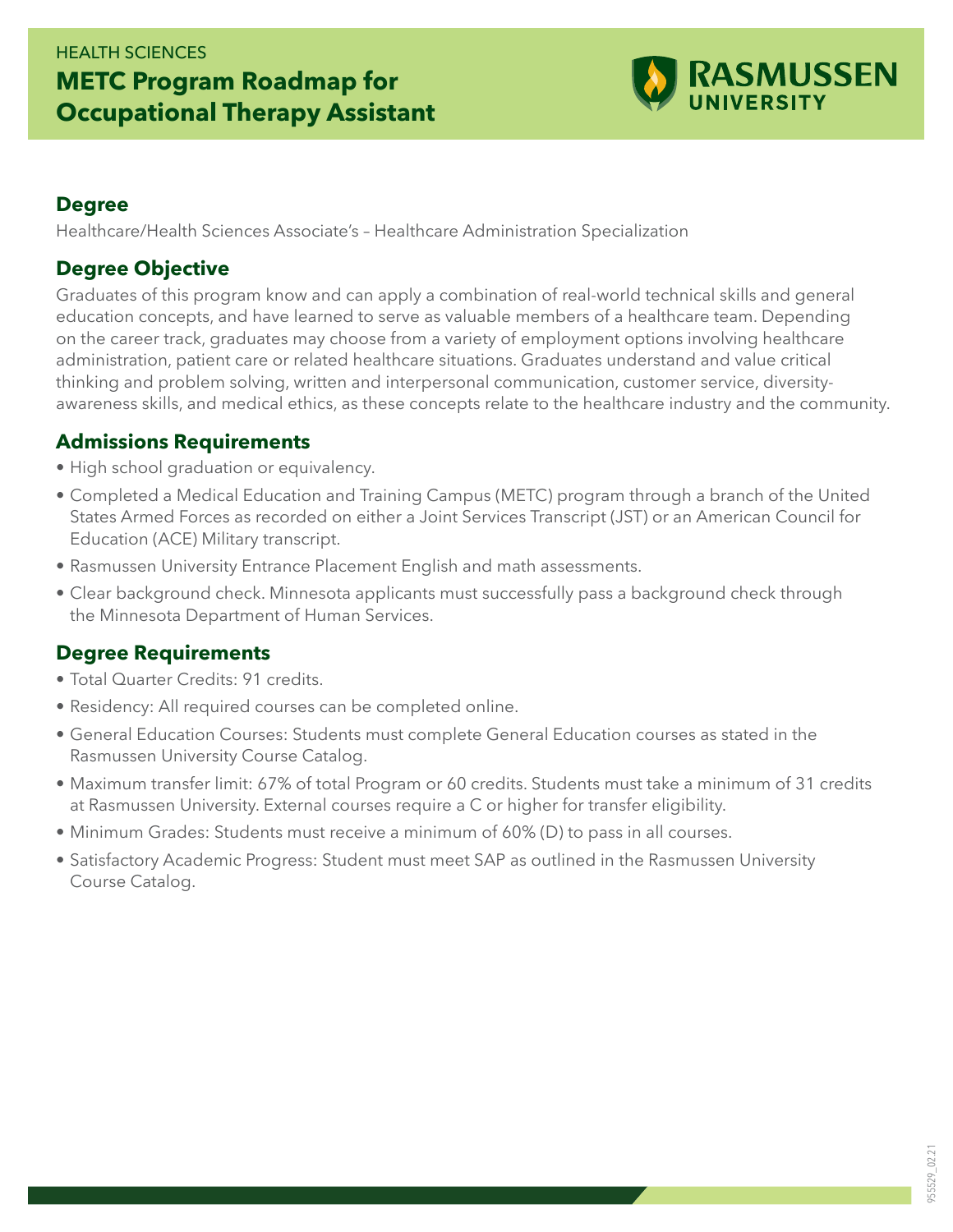HEALTH SCIENCES

# METC Program Roadmap for Occupational Therapy Assistant

RASMUSSEN UNIVERSITY

## Degree

Healthcare/Health Sciences Associate's – Healthcare Administration Specialization

## Degree Objective

Graduates of this program know and can apply a combination of real-world technical skills and general education concepts, and have learned to serve as valuable members of a healthcare team. Depending on the career track, graduates may choose from a variety of employment options involving healthcare administration, patient care or related healthcare situations. Graduates understand and value critical thinking and problem solving, written and interpersonal communication, customer service, diversity-awareness skills, and medical ethics, as these concepts relate to the healthcare industry and the community.

## Admissions Requirements

- High school graduation or equivalency.
- Completed a Medical Education and Training Campus (METC) program through a branch of the United States Armed Forces as recorded on either a Joint Services Transcript (JST) or an American Council for Education (ACE) Military transcript.
- Rasmussen University Entrance Placement English and math assessments.
- Clear background check. Minnesota applicants must successfully pass a background check through the Minnesota Department of Human Services.

## Degree Requirements

- Total Quarter Credits: 91 credits.
- Residency: All required courses can be completed online.
- General Education Courses: Students must complete General Education courses as stated in the Rasmussen University Course Catalog.
- Maximum transfer limit: 67% of total Program or 60 credits. Students must take a minimum of 31 credits at Rasmussen University. External courses require a C or higher for transfer eligibility.
- Minimum Grades: Students must receive a minimum of 60% (D) to pass in all courses.
- Satisfactory Academic Progress: Student must meet SAP as outlined in the Rasmussen University Course Catalog.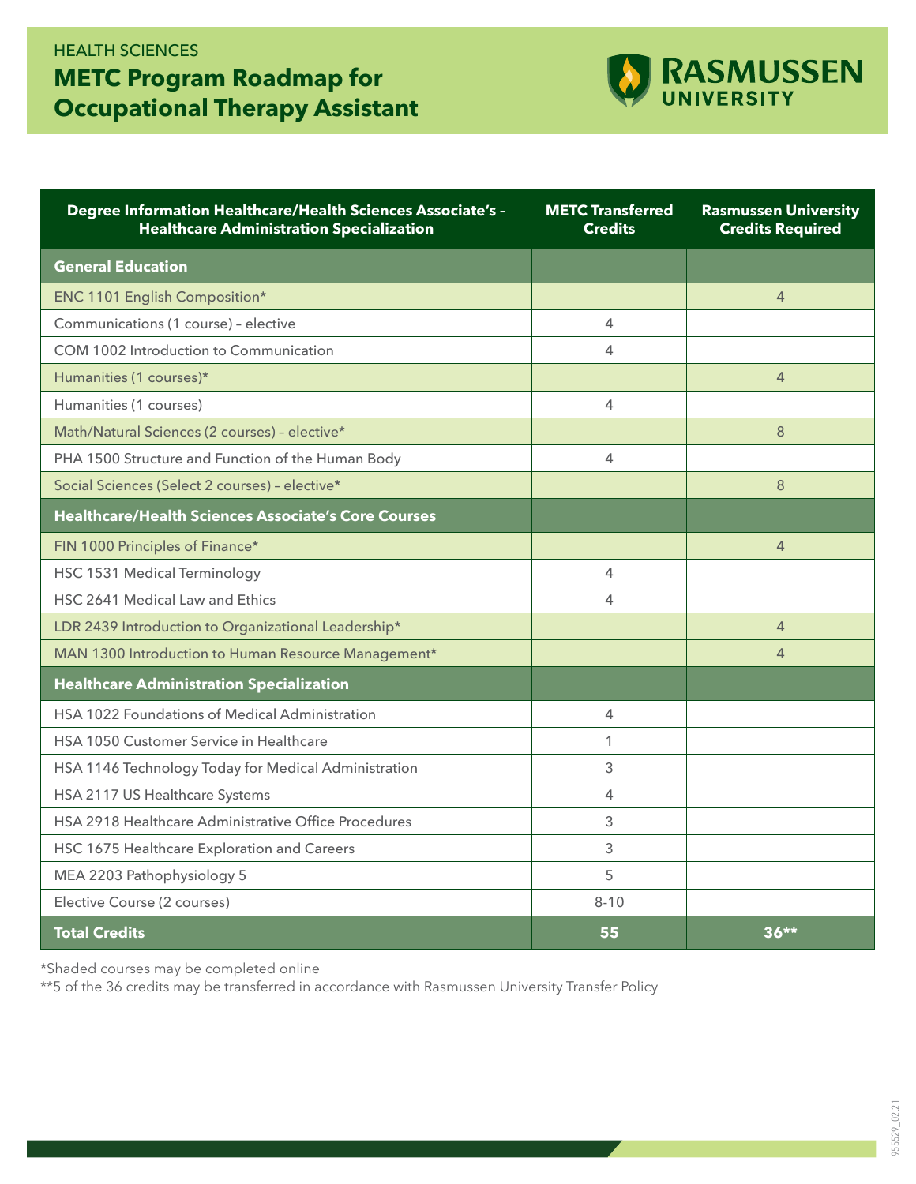HEALTH SCIENCES

# METC Program Roadmap for Occupational Therapy Assistant

| Degree Information Healthcare/Health Sciences Associate's – Healthcare Administration Specialization | METC Transferred Credits | Rasmussen University Credits Required |
|---|---|---|
| **General Education** | | |
| ENC 1101 English Composition* | | 4 |
| Communications (1 course) – elective | 4 | |
| COM 1002 Introduction to Communication | 4 | |
| Humanities (1 courses)* | | 4 |
| Humanities (1 courses) | 4 | |
| Math/Natural Sciences (2 courses) – elective* | | 8 |
| PHA 1500 Structure and Function of the Human Body | 4 | |
| Social Sciences (Select 2 courses) – elective* | | 8 |
| **Healthcare/Health Sciences Associate's Core Courses** | | |
| FIN 1000 Principles of Finance* | | 4 |
| HSC 1531 Medical Terminology | 4 | |
| HSC 2641 Medical Law and Ethics | 4 | |
| LDR 2439 Introduction to Organizational Leadership* | | 4 |
| MAN 1300 Introduction to Human Resource Management* | | 4 |
| **Healthcare Administration Specialization** | | |
| HSA 1022 Foundations of Medical Administration | 4 | |
| HSA 1050 Customer Service in Healthcare | 1 | |
| HSA 1146 Technology Today for Medical Administration | 3 | |
| HSA 2117 US Healthcare Systems | 4 | |
| HSA 2918 Healthcare Administrative Office Procedures | 3 | |
| HSC 1675 Healthcare Exploration and Careers | 3 | |
| MEA 2203 Pathophysiology 5 | 5 | |
| Elective Course (2 courses) | 8-10 | |
| **Total Credits** | **55** | **36**** |

*Shaded courses may be completed online

**5 of the 36 credits may be transferred in accordance with Rasmussen University Transfer Policy